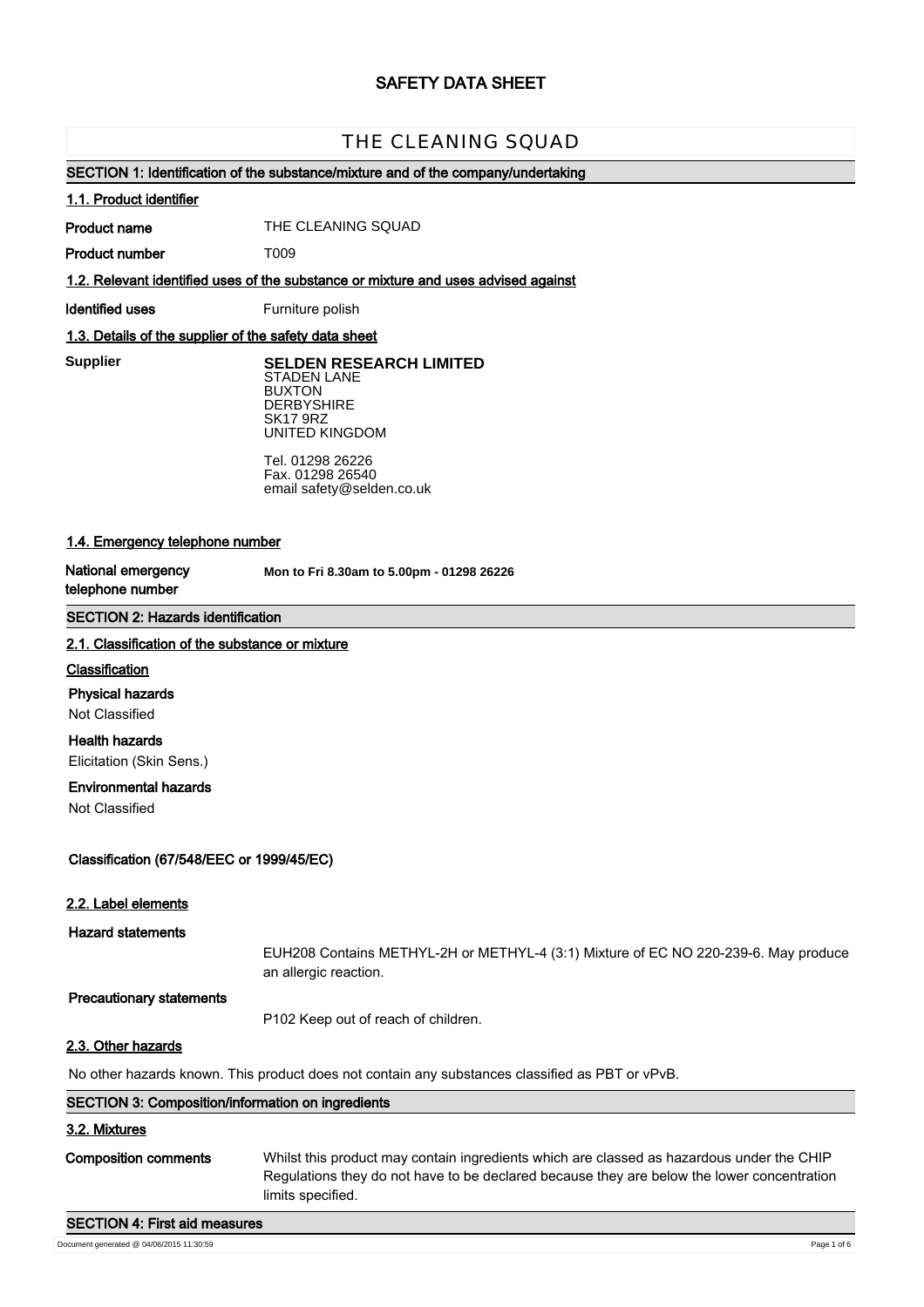# SAFETY DATA SHEET

## THE CLEANING SQUAD

### SECTION 1: Identification of the substance/mixture and of the company/undertaking

#### 1.1. Product identifier

**Product name** THE CLEANING SQUAD

**Product number** T009

#### 1.2. Relevant identified uses of the substance or mixture and uses advised against

**Identified uses** Furniture polish

#### 1.3. Details of the supplier of the safety data sheet

**Supplier**

**SELDEN RESEARCH LIMITED**
STADEN LANE
BUXTON
DERBYSHIRE
SK17 9RZ
UNITED KINGDOM

Tel. 01298 26226
Fax. 01298 26540
email safety@selden.co.uk

#### 1.4. Emergency telephone number

**National emergency telephone number** **Mon to Fri 8.30am to 5.00pm - 01298 26226**

### SECTION 2: Hazards identification

#### 2.1. Classification of the substance or mixture

**Classification**

**Physical hazards**
Not Classified

**Health hazards**
Elicitation (Skin Sens.)

**Environmental hazards**
Not Classified

**Classification (67/548/EEC or 1999/45/EC)**

#### 2.2. Label elements

**Hazard statements**

EUH208 Contains METHYL-2H or METHYL-4 (3:1) Mixture of EC NO 220-239-6. May produce an allergic reaction.

**Precautionary statements**

P102 Keep out of reach of children.

#### 2.3. Other hazards

No other hazards known. This product does not contain any substances classified as PBT or vPvB.

### SECTION 3: Composition/information on ingredients

#### 3.2. Mixtures

**Composition comments** Whilst this product may contain ingredients which are classed as hazardous under the CHIP Regulations they do not have to be declared because they are below the lower concentration limits specified.

### SECTION 4: First aid measures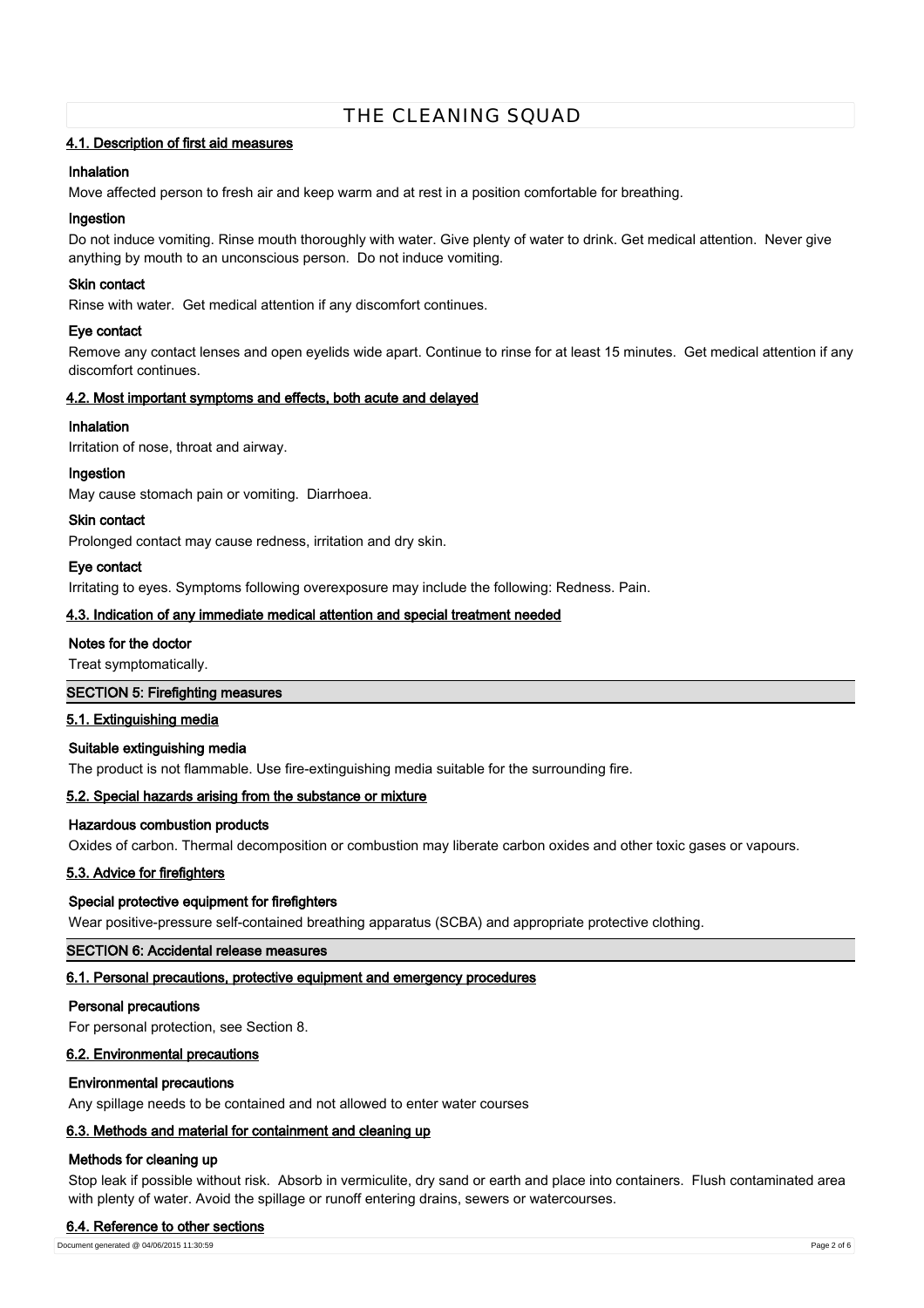### 4.1. Description of first aid measures

**Inhalation**

Move affected person to fresh air and keep warm and at rest in a position comfortable for breathing.

**Ingestion**

Do not induce vomiting. Rinse mouth thoroughly with water. Give plenty of water to drink. Get medical attention. Never give anything by mouth to an unconscious person. Do not induce vomiting.

**Skin contact**

Rinse with water. Get medical attention if any discomfort continues.

**Eye contact**

Remove any contact lenses and open eyelids wide apart. Continue to rinse for at least 15 minutes. Get medical attention if any discomfort continues.

### 4.2. Most important symptoms and effects, both acute and delayed

**Inhalation**

Irritation of nose, throat and airway.

**Ingestion**

May cause stomach pain or vomiting. Diarrhoea.

**Skin contact**

Prolonged contact may cause redness, irritation and dry skin.

**Eye contact**

Irritating to eyes. Symptoms following overexposure may include the following: Redness. Pain.

### 4.3. Indication of any immediate medical attention and special treatment needed

**Notes for the doctor**

Treat symptomatically.

## SECTION 5: Firefighting measures

### 5.1. Extinguishing media

**Suitable extinguishing media**

The product is not flammable. Use fire-extinguishing media suitable for the surrounding fire.

### 5.2. Special hazards arising from the substance or mixture

**Hazardous combustion products**

Oxides of carbon. Thermal decomposition or combustion may liberate carbon oxides and other toxic gases or vapours.

### 5.3. Advice for firefighters

**Special protective equipment for firefighters**

Wear positive-pressure self-contained breathing apparatus (SCBA) and appropriate protective clothing.

## SECTION 6: Accidental release measures

### 6.1. Personal precautions, protective equipment and emergency procedures

**Personal precautions**

For personal protection, see Section 8.

### 6.2. Environmental precautions

**Environmental precautions**

Any spillage needs to be contained and not allowed to enter water courses

### 6.3. Methods and material for containment and cleaning up

**Methods for cleaning up**

Stop leak if possible without risk. Absorb in vermiculite, dry sand or earth and place into containers. Flush contaminated area with plenty of water. Avoid the spillage or runoff entering drains, sewers or watercourses.

### 6.4. Reference to other sections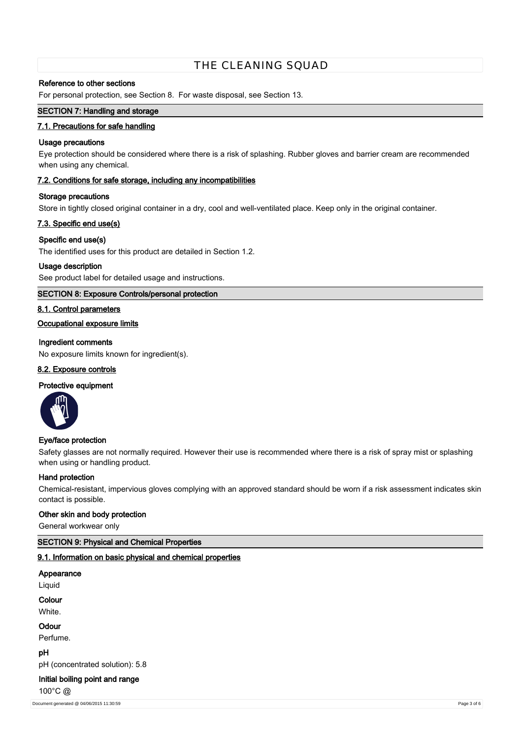### Reference to other sections

For personal protection, see Section 8. For waste disposal, see Section 13.

## SECTION 7: Handling and storage

### 7.1. Precautions for safe handling

**Usage precautions**

Eye protection should be considered where there is a risk of splashing. Rubber gloves and barrier cream are recommended when using any chemical.

### 7.2. Conditions for safe storage, including any incompatibilities

**Storage precautions**

Store in tightly closed original container in a dry, cool and well-ventilated place. Keep only in the original container.

### 7.3. Specific end use(s)

**Specific end use(s)**

The identified uses for this product are detailed in Section 1.2.

**Usage description**

See product label for detailed usage and instructions.

## SECTION 8: Exposure Controls/personal protection

### 8.1. Control parameters

**Occupational exposure limits**

**Ingredient comments**

No exposure limits known for ingredient(s).

### 8.2. Exposure controls

**Protective equipment**

**Eye/face protection**

Safety glasses are not normally required. However their use is recommended where there is a risk of spray mist or splashing when using or handling product.

**Hand protection**

Chemical-resistant, impervious gloves complying with an approved standard should be worn if a risk assessment indicates skin contact is possible.

**Other skin and body protection**

General workwear only

## SECTION 9: Physical and Chemical Properties

### 9.1. Information on basic physical and chemical properties

**Appearance**

Liquid

**Colour**

White.

**Odour**

Perfume.

**pH**

pH (concentrated solution): 5.8

**Initial boiling point and range**

100°C @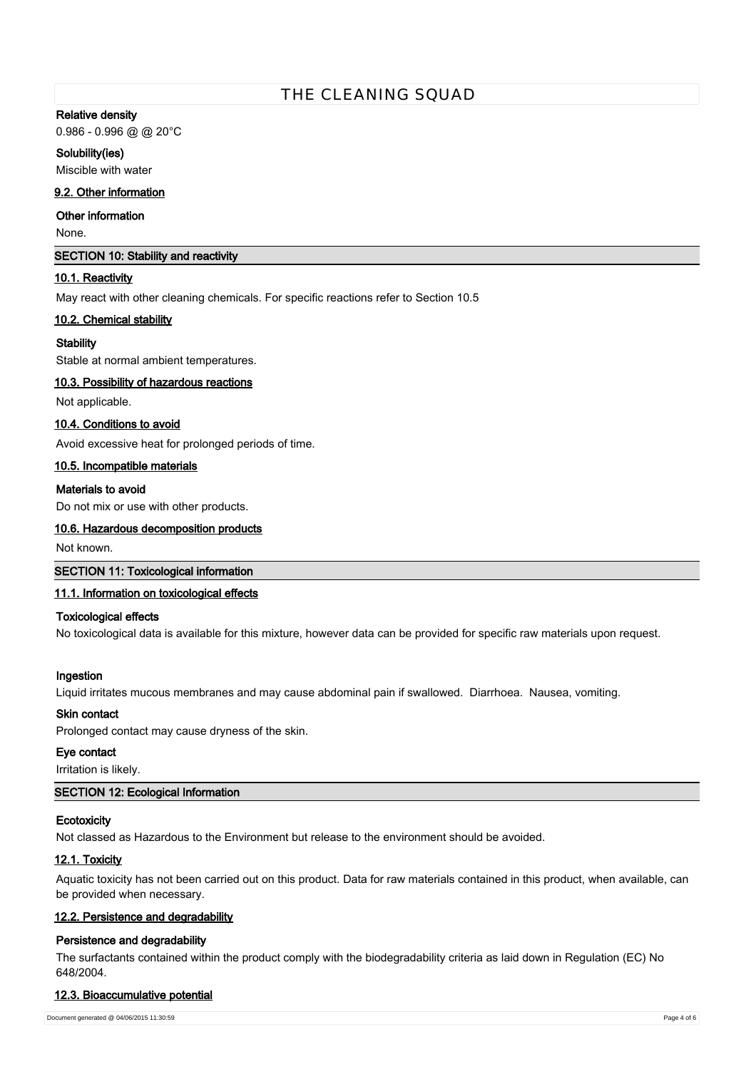**Relative density**

0.986 - 0.996 @ @ 20°C

**Solubility(ies)**

Miscible with water

### 9.2. Other information

**Other information**

None.

## SECTION 10: Stability and reactivity

### 10.1. Reactivity

May react with other cleaning chemicals. For specific reactions refer to Section 10.5

### 10.2. Chemical stability

**Stability**

Stable at normal ambient temperatures.

### 10.3. Possibility of hazardous reactions

Not applicable.

### 10.4. Conditions to avoid

Avoid excessive heat for prolonged periods of time.

### 10.5. Incompatible materials

**Materials to avoid**

Do not mix or use with other products.

### 10.6. Hazardous decomposition products

Not known.

## SECTION 11: Toxicological information

### 11.1. Information on toxicological effects

**Toxicological effects**

No toxicological data is available for this mixture, however data can be provided for specific raw materials upon request.

**Ingestion**

Liquid irritates mucous membranes and may cause abdominal pain if swallowed. Diarrhoea. Nausea, vomiting.

**Skin contact**

Prolonged contact may cause dryness of the skin.

**Eye contact**

Irritation is likely.

## SECTION 12: Ecological Information

**Ecotoxicity**

Not classed as Hazardous to the Environment but release to the environment should be avoided.

### 12.1. Toxicity

Aquatic toxicity has not been carried out on this product. Data for raw materials contained in this product, when available, can be provided when necessary.

### 12.2. Persistence and degradability

**Persistence and degradability**

The surfactants contained within the product comply with the biodegradability criteria as laid down in Regulation (EC) No 648/2004.

### 12.3. Bioaccumulative potential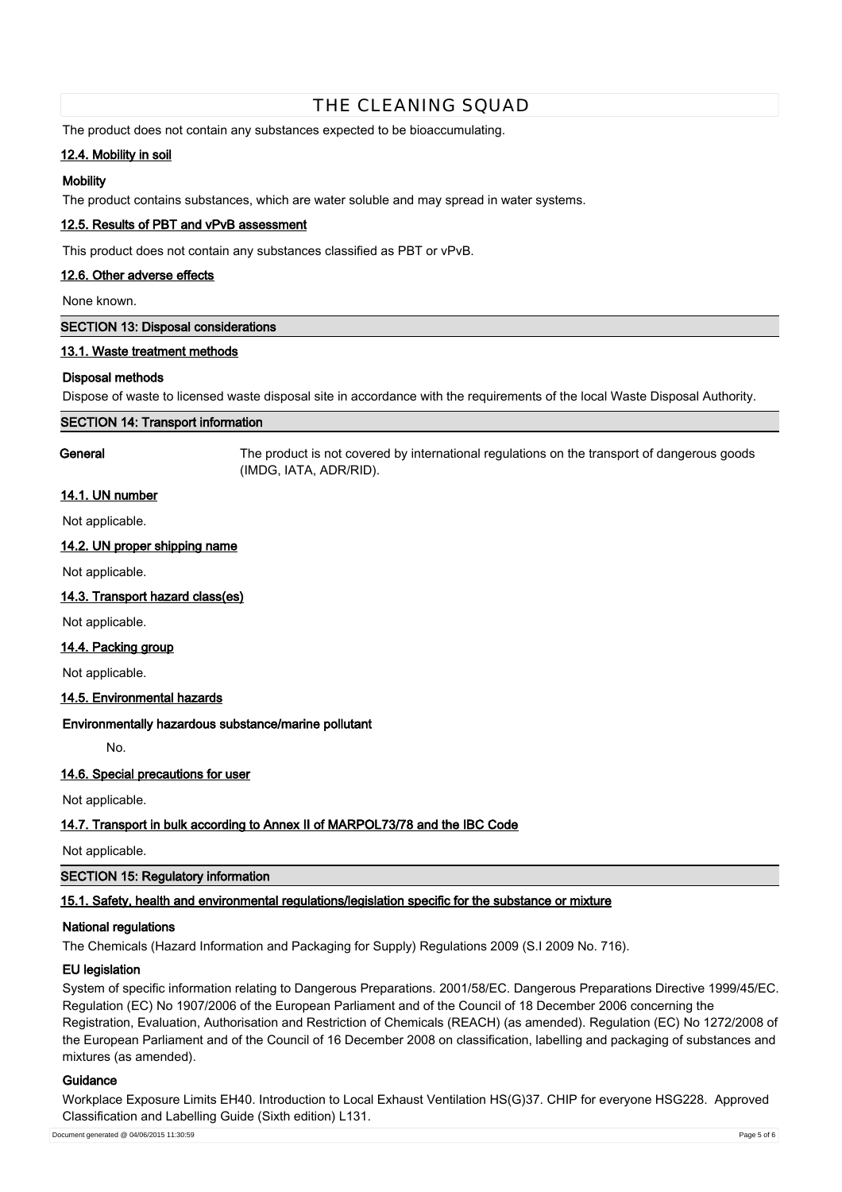The product does not contain any substances expected to be bioaccumulating.

### 12.4. Mobility in soil

**Mobility**

The product contains substances, which are water soluble and may spread in water systems.

### 12.5. Results of PBT and vPvB assessment

This product does not contain any substances classified as PBT or vPvB.

### 12.6. Other adverse effects

None known.

## SECTION 13: Disposal considerations

### 13.1. Waste treatment methods

**Disposal methods**

Dispose of waste to licensed waste disposal site in accordance with the requirements of the local Waste Disposal Authority.

## SECTION 14: Transport information

**General** The product is not covered by international regulations on the transport of dangerous goods (IMDG, IATA, ADR/RID).

### 14.1. UN number

Not applicable.

### 14.2. UN proper shipping name

Not applicable.

### 14.3. Transport hazard class(es)

Not applicable.

### 14.4. Packing group

Not applicable.

### 14.5. Environmental hazards

**Environmentally hazardous substance/marine pollutant**

No.

### 14.6. Special precautions for user

Not applicable.

### 14.7. Transport in bulk according to Annex II of MARPOL73/78 and the IBC Code

Not applicable.

## SECTION 15: Regulatory information

### 15.1. Safety, health and environmental regulations/legislation specific for the substance or mixture

**National regulations**

The Chemicals (Hazard Information and Packaging for Supply) Regulations 2009 (S.I 2009 No. 716).

**EU legislation**

System of specific information relating to Dangerous Preparations. 2001/58/EC. Dangerous Preparations Directive 1999/45/EC. Regulation (EC) No 1907/2006 of the European Parliament and of the Council of 18 December 2006 concerning the Registration, Evaluation, Authorisation and Restriction of Chemicals (REACH) (as amended). Regulation (EC) No 1272/2008 of the European Parliament and of the Council of 16 December 2008 on classification, labelling and packaging of substances and mixtures (as amended).

**Guidance**

Workplace Exposure Limits EH40. Introduction to Local Exhaust Ventilation HS(G)37. CHIP for everyone HSG228. Approved Classification and Labelling Guide (Sixth edition) L131.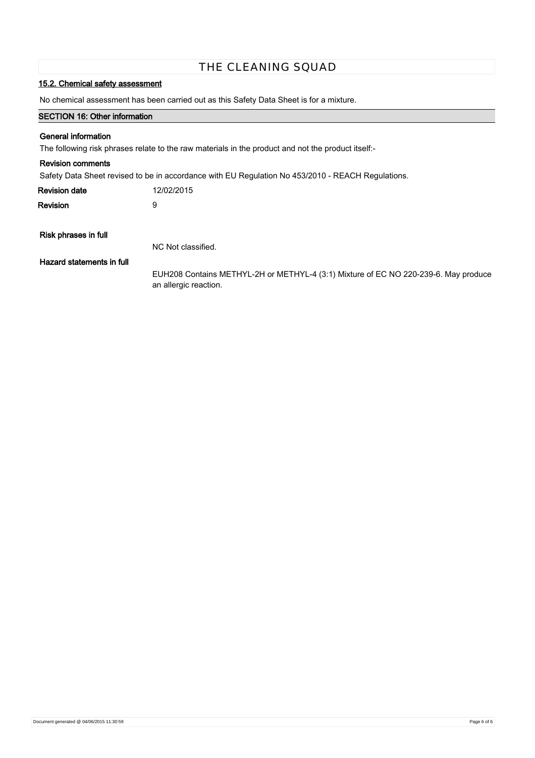### 15.2. Chemical safety assessment

No chemical assessment has been carried out as this Safety Data Sheet is for a mixture.

## SECTION 16: Other information

**General information**

The following risk phrases relate to the raw materials in the product and not the product itself:-

**Revision comments**

Safety Data Sheet revised to be in accordance with EU Regulation No 453/2010 - REACH Regulations.

**Revision date** 12/02/2015

**Revision** 9

**Risk phrases in full**

NC Not classified.

**Hazard statements in full**

EUH208 Contains METHYL-2H or METHYL-4 (3:1) Mixture of EC NO 220-239-6. May produce an allergic reaction.